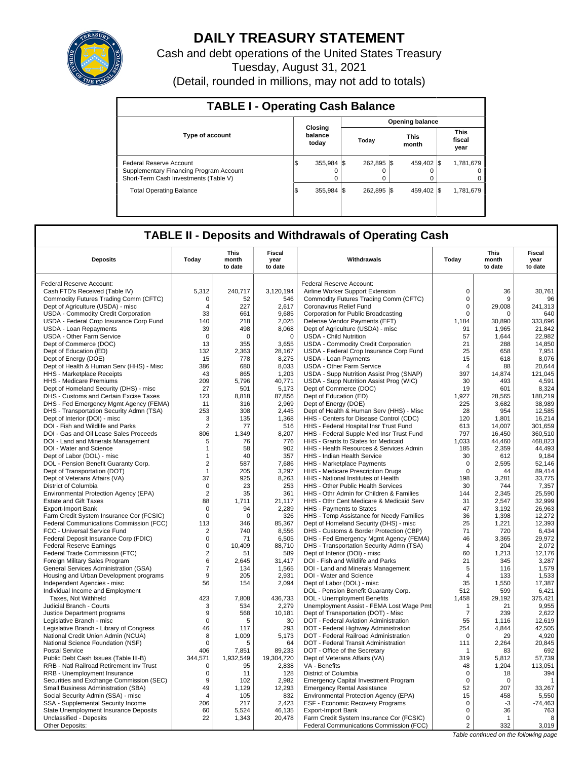# DAILY TREASURY STATEMENT

Cash and debt operations of the United States Treasury

Tuesday, August 31, 2021

(Detail, rounded in millions, may not add to totals)

## TABLE I - Operating Cash Balance

| Type of account | Closing balance today | Opening balance Today | Opening balance This month | Opening balance This fiscal year |
|---|---|---|---|---|
| Federal Reserve Account | $ 355,984 | $ 262,895 | $ 459,402 | $ 1,781,679 |
| Supplementary Financing Program Account | 0 | 0 | 0 | 0 |
| Short-Term Cash Investments (Table V) | 0 | 0 | 0 | 0 |
| Total Operating Balance | $ 355,984 | $ 262,895 | $ 459,402 | $ 1,781,679 |

## TABLE II - Deposits and Withdrawals of Operating Cash

| Deposits | Today | This month to date | Fiscal year to date | Withdrawals | Today | This month to date | Fiscal year to date |
|---|---|---|---|---|---|---|---|
| Federal Reserve Account: | | | | Federal Reserve Account: | | | |
| Cash FTD's Received (Table IV) | 5,312 | 240,717 | 3,120,194 | Airline Worker Support Extension | 0 | 36 | 30,761 |
| Commodity Futures Trading Comm (CFTC) | 0 | 52 | 546 | Commodity Futures Trading Comm (CFTC) | 0 | 9 | 96 |
| Dept of Agriculture (USDA) - misc | 4 | 227 | 2,617 | Coronavirus Relief Fund | 0 | 29,008 | 241,313 |
| USDA - Commodity Credit Corporation | 33 | 661 | 9,685 | Corporation for Public Broadcasting | 0 | 0 | 640 |
| USDA - Federal Crop Insurance Corp Fund | 140 | 218 | 2,025 | Defense Vendor Payments (EFT) | 1,184 | 30,890 | 333,696 |
| USDA - Loan Repayments | 39 | 498 | 8,068 | Dept of Agriculture (USDA) - misc | 91 | 1,965 | 21,842 |
| USDA - Other Farm Service | 0 | 0 | 0 | USDA - Child Nutrition | 57 | 1,644 | 22,982 |
| Dept of Commerce (DOC) | 13 | 355 | 3,655 | USDA - Commodity Credit Corporation | 21 | 288 | 14,850 |
| Dept of Education (ED) | 132 | 2,363 | 28,167 | USDA - Federal Crop Insurance Corp Fund | 25 | 658 | 7,951 |
| Dept of Energy (DOE) | 15 | 778 | 8,275 | USDA - Loan Payments | 15 | 618 | 8,076 |
| Dept of Health & Human Serv (HHS) - Misc | 386 | 680 | 8,033 | USDA - Other Farm Service | 4 | 88 | 20,644 |
| HHS - Marketplace Receipts | 43 | 865 | 1,203 | USDA - Supp Nutrition Assist Prog (SNAP) | 397 | 14,874 | 121,045 |
| HHS - Medicare Premiums | 209 | 5,796 | 40,771 | USDA - Supp Nutrition Assist Prog (WIC) | 30 | 493 | 4,591 |
| Dept of Homeland Security (DHS) - misc | 27 | 501 | 5,173 | Dept of Commerce (DOC) | 19 | 601 | 8,324 |
| DHS - Customs and Certain Excise Taxes | 123 | 8,818 | 87,856 | Dept of Education (ED) | 1,927 | 28,565 | 188,219 |
| DHS - Fed Emergency Mgmt Agency (FEMA) | 11 | 316 | 2,969 | Dept of Energy (DOE) | 225 | 3,682 | 38,989 |
| DHS - Transportation Security Admn (TSA) | 253 | 308 | 2,445 | Dept of Health & Human Serv (HHS) - Misc | 28 | 954 | 12,585 |
| Dept of Interior (DOI) - misc | 3 | 135 | 1,368 | HHS - Centers for Disease Control (CDC) | 120 | 1,801 | 16,214 |
| DOI - Fish and Wildlife and Parks | 2 | 77 | 516 | HHS - Federal Hospital Insr Trust Fund | 613 | 14,007 | 301,659 |
| DOI - Gas and Oil Lease Sales Proceeds | 806 | 1,349 | 8,207 | HHS - Federal Supple Med Insr Trust Fund | 797 | 16,450 | 360,510 |
| DOI - Land and Minerals Management | 5 | 76 | 776 | HHS - Grants to States for Medicaid | 1,033 | 44,460 | 468,823 |
| DOI - Water and Science | 1 | 58 | 902 | HHS - Health Resources & Services Admin | 185 | 2,359 | 44,493 |
| Dept of Labor (DOL) - misc | 1 | 40 | 357 | HHS - Indian Health Service | 30 | 612 | 9,184 |
| DOL - Pension Benefit Guaranty Corp. | 2 | 587 | 7,686 | HHS - Marketplace Payments | 0 | 2,595 | 52,146 |
| Dept of Transportation (DOT) | 1 | 205 | 3,297 | HHS - Medicare Prescription Drugs | 0 | 44 | 89,414 |
| Dept of Veterans Affairs (VA) | 37 | 925 | 8,263 | HHS - National Institutes of Health | 198 | 3,281 | 33,775 |
| District of Columbia | 0 | 23 | 253 | HHS - Other Public Health Services | 30 | 744 | 7,357 |
| Environmental Protection Agency (EPA) | 2 | 35 | 361 | HHS - Othr Admin for Children & Families | 144 | 2,345 | 25,590 |
| Estate and Gift Taxes | 88 | 1,711 | 21,117 | HHS - Othr Cent Medicare & Medicaid Serv | 31 | 2,547 | 32,999 |
| Export-Import Bank | 0 | 94 | 2,289 | HHS - Payments to States | 47 | 3,192 | 26,963 |
| Farm Credit System Insurance Cor (FCSIC) | 0 | 0 | 326 | HHS - Temp Assistance for Needy Families | 36 | 1,398 | 12,272 |
| Federal Communications Commission (FCC) | 113 | 346 | 85,367 | Dept of Homeland Security (DHS) - misc | 25 | 1,221 | 12,393 |
| FCC - Universal Service Fund | 2 | 740 | 8,556 | DHS - Customs & Border Protection (CBP) | 71 | 720 | 6,434 |
| Federal Deposit Insurance Corp (FDIC) | 0 | 71 | 6,505 | DHS - Fed Emergency Mgmt Agency (FEMA) | 46 | 3,365 | 29,972 |
| Federal Reserve Earnings | 0 | 10,409 | 88,710 | DHS - Transportation Security Admn (TSA) | 4 | 204 | 2,072 |
| Federal Trade Commission (FTC) | 2 | 51 | 589 | Dept of Interior (DOI) - misc | 60 | 1,213 | 12,176 |
| Foreign Military Sales Program | 6 | 2,645 | 31,417 | DOI - Fish and Wildlife and Parks | 21 | 345 | 3,287 |
| General Services Administration (GSA) | 7 | 134 | 1,565 | DOI - Land and Minerals Management | 5 | 116 | 1,579 |
| Housing and Urban Development programs | 9 | 205 | 2,931 | DOI - Water and Science | 4 | 133 | 1,533 |
| Independent Agencies - misc | 56 | 154 | 2,094 | Dept of Labor (DOL) - misc | 35 | 1,550 | 17,387 |
| Individual Income and Employment | | | | DOL - Pension Benefit Guaranty Corp. | 512 | 599 | 6,421 |
| Taxes, Not Withheld | 423 | 7,808 | 436,733 | DOL - Unemployment Benefits | 1,458 | 29,192 | 375,421 |
| Judicial Branch - Courts | 3 | 534 | 2,279 | Unemployment Assist - FEMA Lost Wage Pmt | 1 | 21 | 9,955 |
| Justice Department programs | 9 | 568 | 10,181 | Dept of Transportation (DOT) - Misc | 7 | 239 | 2,622 |
| Legislative Branch - misc | 0 | 5 | 30 | DOT - Federal Aviation Administration | 55 | 1,116 | 12,619 |
| Legislative Branch - Library of Congress | 46 | 117 | 293 | DOT - Federal Highway Administration | 254 | 4,844 | 42,505 |
| National Credit Union Admin (NCUA) | 8 | 1,009 | 5,173 | DOT - Federal Railroad Administration | 0 | 29 | 4,920 |
| National Science Foundation (NSF) | 0 | 5 | 64 | DOT - Federal Transit Administration | 111 | 2,264 | 20,845 |
| Postal Service | 406 | 7,851 | 89,233 | DOT - Office of the Secretary | 1 | 83 | 692 |
| Public Debt Cash Issues (Table III-B) | 344,571 | 1,932,549 | 19,304,720 | Dept of Veterans Affairs (VA) | 319 | 5,812 | 57,739 |
| RRB - Natl Railroad Retirement Inv Trust | 0 | 95 | 2,838 | VA - Benefits | 48 | 1,204 | 113,051 |
| RRB - Unemployment Insurance | 0 | 11 | 128 | District of Columbia | 0 | 18 | 394 |
| Securities and Exchange Commission (SEC) | 9 | 102 | 2,982 | Emergency Capital Investment Program | 0 | 0 | 1 |
| Small Business Administration (SBA) | 49 | 1,129 | 12,293 | Emergency Rental Assistance | 52 | 207 | 33,267 |
| Social Security Admin (SSA) - misc | 4 | 105 | 832 | Environmental Protection Agency (EPA) | 15 | 458 | 5,550 |
| SSA - Supplemental Security Income | 206 | 217 | 2,423 | ESF - Economic Recovery Programs | 0 | -3 | -74,463 |
| State Unemployment Insurance Deposits | 60 | 5,524 | 46,135 | Export-Import Bank | 0 | 36 | 763 |
| Unclassified - Deposits | 22 | 1,343 | 20,478 | Farm Credit System Insurance Cor (FCSIC) | 0 | 1 | 8 |
| Other Deposits: | | | | Federal Communications Commission (FCC) | 2 | 332 | 3,019 |

*Table continued on the following page*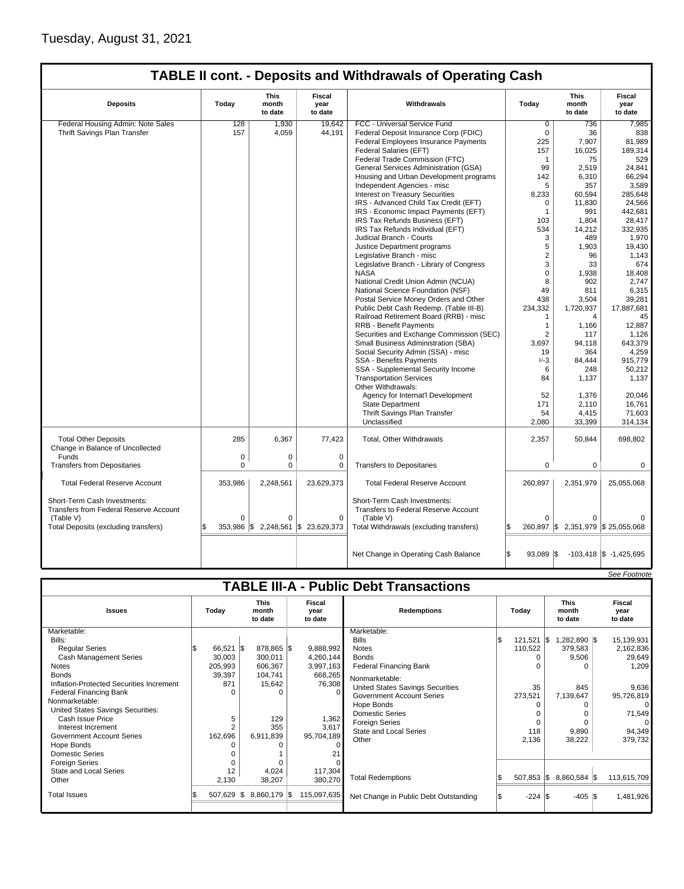Tuesday, August 31, 2021

## TABLE II cont. - Deposits and Withdrawals of Operating Cash

| Deposits | Today | This month to date | Fiscal year to date | Withdrawals | Today | This month to date | Fiscal year to date |
|---|---|---|---|---|---|---|---|
| Federal Housing Admin: Note Sales | 128 | 1,930 | 19,642 | FCC - Universal Service Fund | 0 | 736 | 7,985 |
| Thrift Savings Plan Transfer | 157 | 4,059 | 44,191 | Federal Deposit Insurance Corp (FDIC) | 0 | 36 | 838 |
| | | | | Federal Employees Insurance Payments | 225 | 7,907 | 81,989 |
| | | | | Federal Salaries (EFT) | 157 | 16,025 | 189,314 |
| | | | | Federal Trade Commission (FTC) | 1 | 75 | 529 |
| | | | | General Services Administration (GSA) | 99 | 2,519 | 24,841 |
| | | | | Housing and Urban Development programs | 142 | 6,310 | 66,294 |
| | | | | Independent Agencies - misc | 5 | 357 | 3,589 |
| | | | | Interest on Treasury Securities | 8,233 | 60,594 | 285,648 |
| | | | | IRS - Advanced Child Tax Credit (EFT) | 0 | 11,830 | 24,566 |
| | | | | IRS - Economic Impact Payments (EFT) | 1 | 991 | 442,681 |
| | | | | IRS Tax Refunds Business (EFT) | 103 | 1,804 | 28,417 |
| | | | | IRS Tax Refunds Individual (EFT) | 534 | 14,212 | 332,935 |
| | | | | Judicial Branch - Courts | 3 | 489 | 1,970 |
| | | | | Justice Department programs | 5 | 1,903 | 19,430 |
| | | | | Legislative Branch - misc | 2 | 96 | 1,143 |
| | | | | Legislative Branch - Library of Congress | 3 | 33 | 674 |
| | | | | NASA | 0 | 1,938 | 18,408 |
| | | | | National Credit Union Admin (NCUA) | 8 | 902 | 2,747 |
| | | | | National Science Foundation (NSF) | 49 | 811 | 6,315 |
| | | | | Postal Service Money Orders and Other | 438 | 3,504 | 39,281 |
| | | | | Public Debt Cash Redemp. (Table III-B) | 234,332 | 1,720,937 | 17,887,681 |
| | | | | Railroad Retirement Board (RRB) - misc | 1 | 4 | 45 |
| | | | | RRB - Benefit Payments | 1 | 1,166 | 12,887 |
| | | | | Securities and Exchange Commission (SEC) | 2 | 117 | 1,126 |
| | | | | Small Business Administration (SBA) | 3,697 | 94,118 | 643,379 |
| | | | | Social Security Admin (SSA) - misc | 19 | 364 | 4,259 |
| | | | | SSA - Benefits Payments | 1/-3 | 84,444 | 915,779 |
| | | | | SSA - Supplemental Security Income | 6 | 248 | 50,212 |
| | | | | Transportation Services | 84 | 1,137 | 1,137 |
| | | | | Other Withdrawals: | | | |
| | | | | Agency for Internat'l Development | 52 | 1,376 | 20,046 |
| | | | | State Department | 171 | 2,110 | 16,761 |
| | | | | Thrift Savings Plan Transfer | 54 | 4,415 | 71,603 |
| | | | | Unclassified | 2,080 | 33,399 | 314,134 |
| Total Other Deposits | 285 | 6,367 | 77,423 | Total, Other Withdrawals | 2,357 | 50,844 | 698,802 |
| Change in Balance of Uncollected Funds | 0 | 0 | 0 | | | | |
| Transfers from Depositaries | 0 | 0 | 0 | Transfers to Depositaries | 0 | 0 | 0 |
| Total Federal Reserve Account | 353,986 | 2,248,561 | 23,629,373 | Total Federal Reserve Account | 260,897 | 2,351,979 | 25,055,068 |
| Short-Term Cash Investments: Transfers from Federal Reserve Account (Table V) | 0 | 0 | 0 | Short-Term Cash Investments: Transfers to Federal Reserve Account (Table V) | 0 | 0 | 0 |
| Total Deposits (excluding transfers) | $ 353,986 | $ 2,248,561 | $ 23,629,373 | Total Withdrawals (excluding transfers) | $ 260,897 | $ 2,351,979 | $ 25,055,068 |
| | | | | Net Change in Operating Cash Balance | $ 93,089 | $ -103,418 | $ -1,425,695 |

*See Footnote*

## TABLE III-A - Public Debt Transactions

| Issues | Today | This month to date | Fiscal year to date | Redemptions | Today | This month to date | Fiscal year to date |
|---|---|---|---|---|---|---|---|
| Marketable: | | | | Marketable: | | | |
| Bills: | | | | Bills | $ 121,521 | $ 1,282,890 | $ 15,139,931 |
| Regular Series | $ 66,521 | $ 878,865 | $ 9,888,992 | Notes | 110,522 | 379,583 | 2,162,836 |
| Cash Management Series | 30,003 | 300,011 | 4,260,144 | Bonds | 0 | 9,506 | 29,649 |
| Notes | 205,993 | 606,367 | 3,997,163 | Federal Financing Bank | 0 | 0 | 1,209 |
| Bonds | 39,397 | 104,741 | 668,265 | Nonmarketable: | | | |
| Inflation-Protected Securities Increment | 871 | 15,642 | 76,308 | United States Savings Securities | 35 | 845 | 9,636 |
| Federal Financing Bank | 0 | 0 | 0 | Government Account Series | 273,521 | 7,139,647 | 95,726,819 |
| Nonmarketable: | | | | Hope Bonds | 0 | 0 | 0 |
| United States Savings Securities: | | | | Domestic Series | 0 | 0 | 71,549 |
| Cash Issue Price | 5 | 129 | 1,362 | Foreign Series | 0 | 0 | 0 |
| Interest Increment | 2 | 355 | 3,617 | State and Local Series | 118 | 9,890 | 94,349 |
| Government Account Series | 162,696 | 6,911,839 | 95,704,189 | Other | 2,136 | 38,222 | 379,732 |
| Hope Bonds | 0 | 0 | 0 | | | | |
| Domestic Series | 0 | 1 | 21 | | | | |
| Foreign Series | 0 | 0 | 0 | | | | |
| State and Local Series | 12 | 4,024 | 117,304 | Total Redemptions | $ 507,853 | $ 8,860,584 | $ 113,615,709 |
| Other | 2,130 | 38,207 | 380,270 | | | | |
| Total Issues | $ 507,629 | $ 8,860,179 | $ 115,097,635 | Net Change in Public Debt Outstanding | $ -224 | $ -405 | $ 1,481,926 |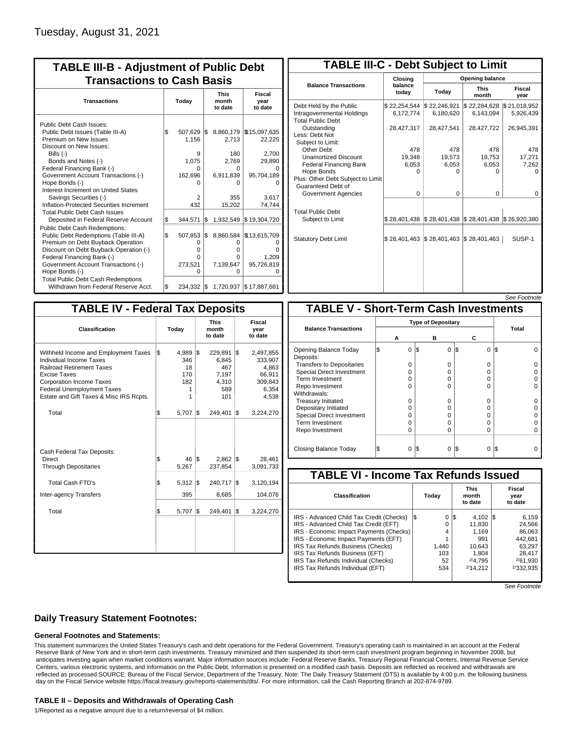Tuesday, August 31, 2021

## TABLE III-B - Adjustment of Public Debt Transactions to Cash Basis

| Transactions | Today | This month to date | Fiscal year to date |
|---|---|---|---|
| Public Debt Cash Issues: | | | |
| Public Debt Issues (Table III-A) | $ 507,629 | $ 8,860,179 | $115,097,635 |
| Premium on New Issues | 1,156 | 2,713 | 22,225 |
| Discount on New Issues: | | | |
| Bills (-) | 9 | 180 | 2,700 |
| Bonds and Notes (-) | 1,075 | 2,769 | 29,890 |
| Federal Financing Bank (-) | 0 | 0 | 0 |
| Government Account Transactions (-) | 162,696 | 6,911,839 | 95,704,189 |
| Hope Bonds (-) | 0 | 0 | 0 |
| Interest Increment on United States Savings Securities (-) | 2 | 355 | 3,617 |
| Inflation-Protected Securities Increment | 432 | 15,202 | 74,744 |
| Total Public Debt Cash Issues Deposited in Federal Reserve Account | $ 344,571 | $ 1,932,549 | $ 19,304,720 |
| Public Debt Cash Redemptions: | | | |
| Public Debt Redemptions (Table III-A) | $ 507,853 | $ 8,860,584 | $113,615,709 |
| Premium on Debt Buyback Operation | 0 | 0 | 0 |
| Discount on Debt Buyback Operation (-) | 0 | 0 | 0 |
| Federal Financing Bank (-) | 0 | 0 | 1,209 |
| Government Account Transactions (-) | 273,521 | 7,139,647 | 95,726,819 |
| Hope Bonds (-) | 0 | 0 | 0 |
| Total Public Debt Cash Redemptions Withdrawn from Federal Reserve Acct. | $ 234,332 | $ 1,720,937 | $ 17,887,681 |

## TABLE III-C - Debt Subject to Limit

| Balance Transactions | Closing balance today | Opening balance Today | Opening balance This month | Opening balance Fiscal year |
|---|---|---|---|---|
| Debt Held by the Public | $ 22,254,544 | $ 22,246,921 | $ 22,284,628 | $ 21,018,952 |
| Intragovernmental Holdings | 6,172,774 | 6,180,620 | 6,143,094 | 5,926,439 |
| Total Public Debt Outstanding | 28,427,317 | 28,427,541 | 28,427,722 | 26,945,391 |
| Less: Debt Not Subject to Limit: | | | | |
| Other Debt | 478 | 478 | 478 | 478 |
| Unamortized Discount | 19,348 | 19,573 | 19,753 | 17,271 |
| Federal Financing Bank | 6,053 | 6,053 | 6,053 | 7,262 |
| Hope Bonds | 0 | 0 | 0 | 0 |
| Plus: Other Debt Subject to Limit | | | | |
| Guaranteed Debt of Government Agencies | 0 | 0 | 0 | 0 |
| Total Public Debt Subject to Limit | $ 28,401,438 | $ 28,401,438 | $ 28,401,438 | $ 26,920,380 |
| Statutory Debt Limit | $ 28,401,463 | $ 28,401,463 | $ 28,401,463 | SUSP-1 |

*See Footnote*

## TABLE IV - Federal Tax Deposits

| Classification | Today | This month to date | Fiscal year to date |
|---|---|---|---|
| Withheld Income and Employment Taxes | $ 4,989 | $ 229,891 | $ 2,497,855 |
| Individual Income Taxes | 346 | 6,845 | 333,907 |
| Railroad Retirement Taxes | 18 | 467 | 4,863 |
| Excise Taxes | 170 | 7,197 | 66,911 |
| Corporation Income Taxes | 182 | 4,310 | 309,843 |
| Federal Unemployment Taxes | 1 | 589 | 6,354 |
| Estate and Gift Taxes & Misc IRS Rcpts. | 1 | 101 | 4,538 |
| Total | $ 5,707 | $ 249,401 | $ 3,224,270 |
| Cash Federal Tax Deposits: | | | |
| Direct | $ 46 | $ 2,862 | $ 28,461 |
| Through Depositaries | 5,267 | 237,854 | 3,091,733 |
| Total Cash FTD's | $ 5,312 | $ 240,717 | $ 3,120,194 |
| Inter-agency Transfers | 395 | 8,685 | 104,076 |
| Total | $ 5,707 | $ 249,401 | $ 3,224,270 |

## TABLE V - Short-Term Cash Investments

| Balance Transactions | A | B | C | Total |
|---|---|---|---|---|
| Opening Balance Today | $ 0 | $ 0 | $ 0 | $ 0 |
| Deposits: | | | | |
| Transfers to Depositaries | 0 | 0 | 0 | 0 |
| Special Direct Investment | 0 | 0 | 0 | 0 |
| Term Investment | 0 | 0 | 0 | 0 |
| Repo Investment | 0 | 0 | 0 | 0 |
| Withdrawals: | | | | |
| Treasury Initiated | 0 | 0 | 0 | 0 |
| Depositary Initiated | 0 | 0 | 0 | 0 |
| Special Direct Investment | 0 | 0 | 0 | 0 |
| Term Investment | 0 | 0 | 0 | 0 |
| Repo Investment | 0 | 0 | 0 | 0 |
| Closing Balance Today | $ 0 | $ 0 | $ 0 | $ 0 |

## TABLE VI - Income Tax Refunds Issued

| Classification | Today | This month to date | Fiscal year to date |
|---|---|---|---|
| IRS - Advanced Child Tax Credit (Checks) | $ 0 | $ 4,102 | $ 6,159 |
| IRS - Advanced Child Tax Credit (EFT) | 0 | 11,830 | 24,566 |
| IRS - Economic Impact Payments (Checks) | 4 | 1,169 | 86,063 |
| IRS - Economic Impact Payments (EFT) | 1 | 991 | 442,681 |
| IRS Tax Refunds Business (Checks) | 1,440 | 10,643 | 63,297 |
| IRS Tax Refunds Business (EFT) | 103 | 1,804 | 28,417 |
| IRS Tax Refunds Individual (Checks) | 52 | 2/4,795 | 2/61,930 |
| IRS Tax Refunds Individual (EFT) | 534 | 2/14,212 | 2/332,935 |

*See Footnote*

## Daily Treasury Statement Footnotes:

### General Footnotes and Statements:

This statement summarizes the United States Treasury's cash and debt operations for the Federal Government. Treasury's operating cash is maintained in an account at the Federal Reserve Bank of New York and in short-term cash investments. Treasury minimized and then suspended its short-term cash investment program beginning in November 2008, but anticipates investing again when market conditions warrant. Major information sources include: Federal Reserve Banks, Treasury Regional Financial Centers, Internal Revenue Service Centers, various electronic systems, and information on the Public Debt. Information is presented on a modified cash basis. Deposits are reflected as received and withdrawals are reflected as processed.SOURCE: Bureau of the Fiscal Service, Department of the Treasury. Note: The Daily Treasury Statement (DTS) is available by 4:00 p.m. the following business day on the Fiscal Service website https://fiscal.treasury.gov/reports-statements/dts/. For more information, call the Cash Reporting Branch at 202-874-9789.

### TABLE II – Deposits and Withdrawals of Operating Cash

1/Reported as a negative amount due to a return/reversal of $4 million.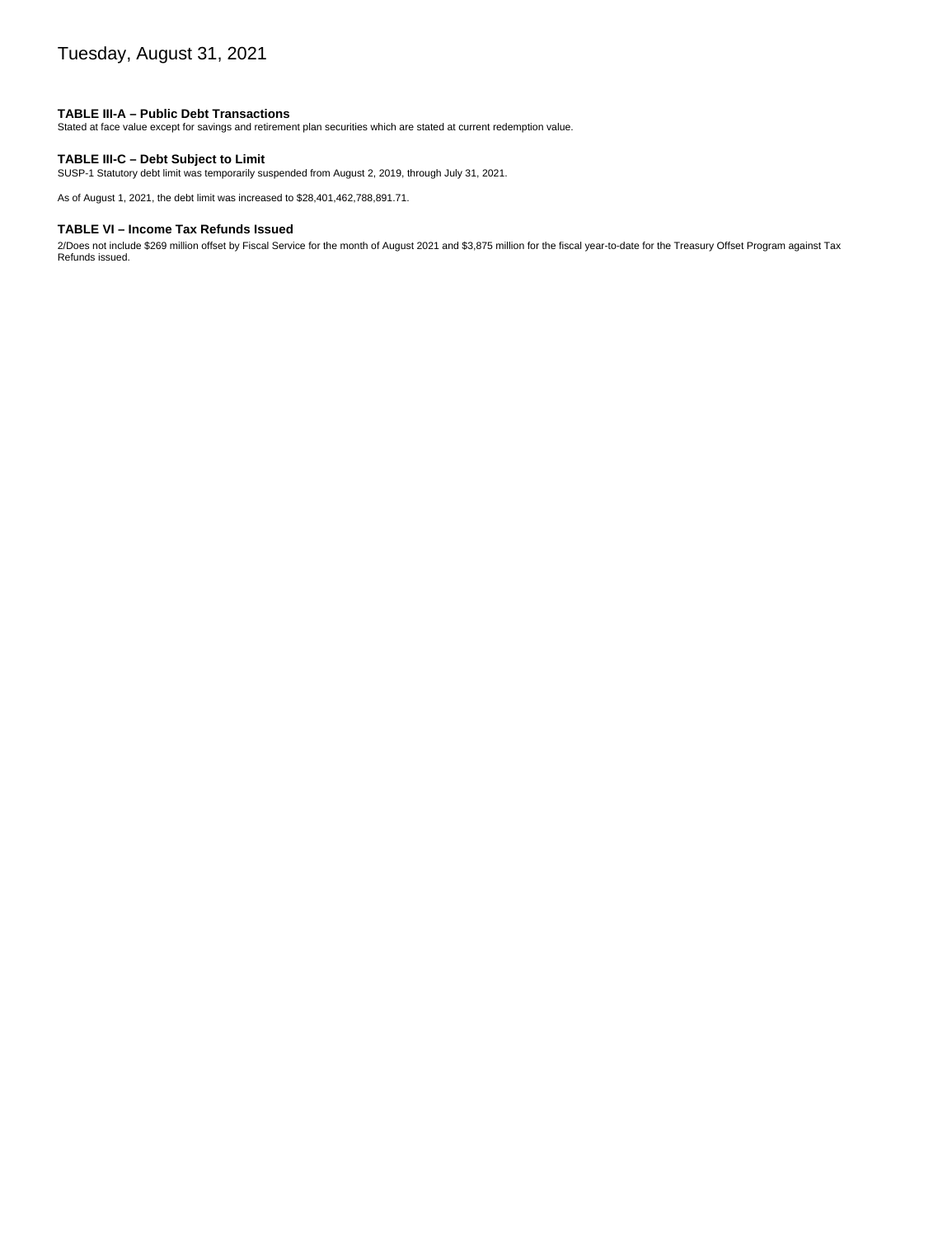Tuesday, August 31, 2021

### TABLE III-A – Public Debt Transactions

Stated at face value except for savings and retirement plan securities which are stated at current redemption value.

### TABLE III-C – Debt Subject to Limit

SUSP-1 Statutory debt limit was temporarily suspended from August 2, 2019, through July 31, 2021.

As of August 1, 2021, the debt limit was increased to $28,401,462,788,891.71.

### TABLE VI – Income Tax Refunds Issued

2/Does not include $269 million offset by Fiscal Service for the month of August 2021 and $3,875 million for the fiscal year-to-date for the Treasury Offset Program against Tax Refunds issued.